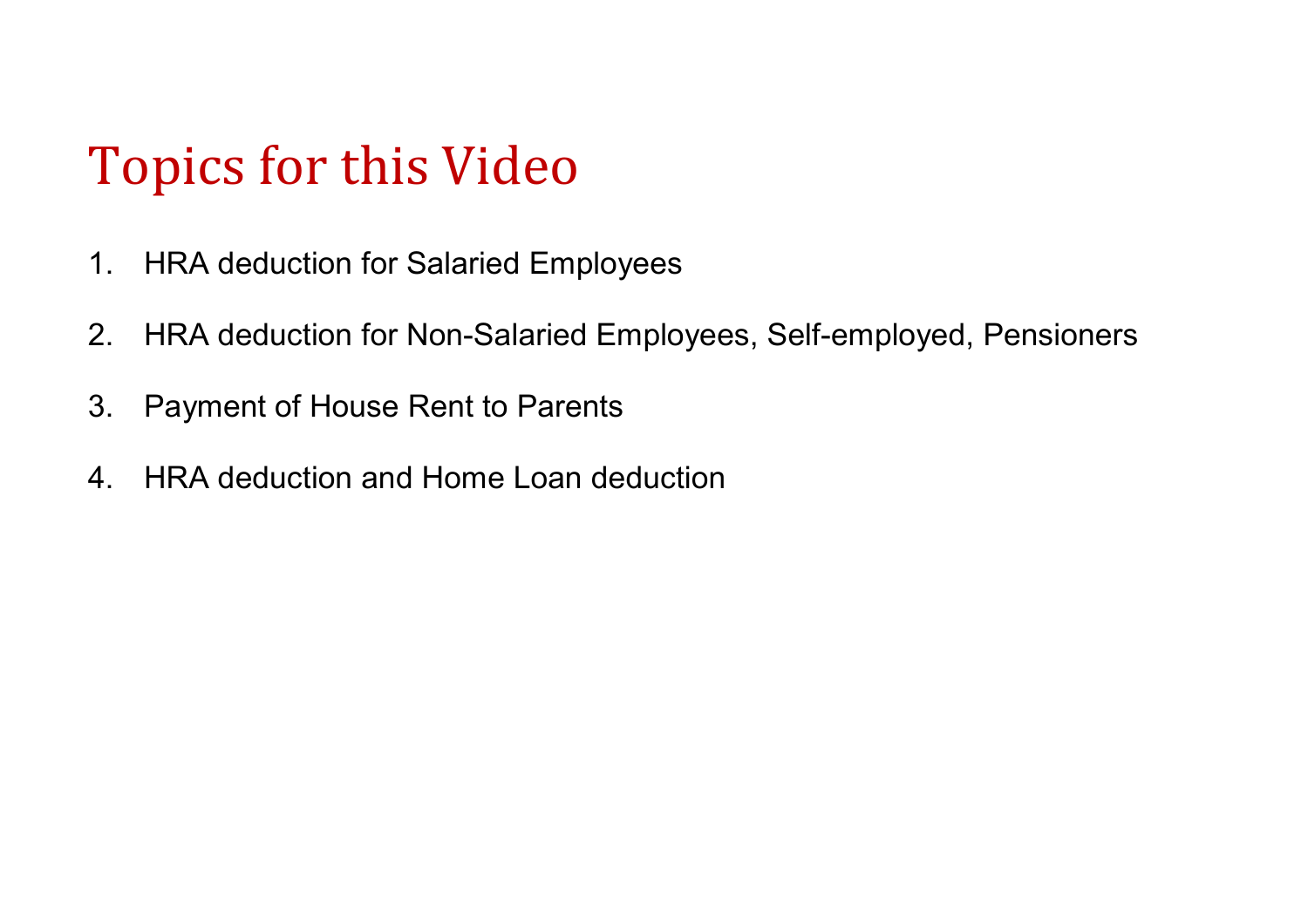# Topics for this Video

1. HRA deduction for Salaried Employees
2. HRA deduction for Non-Salaried Employees, Self-employed, Pensioners
3. Payment of House Rent to Parents
4. HRA deduction and Home Loan deduction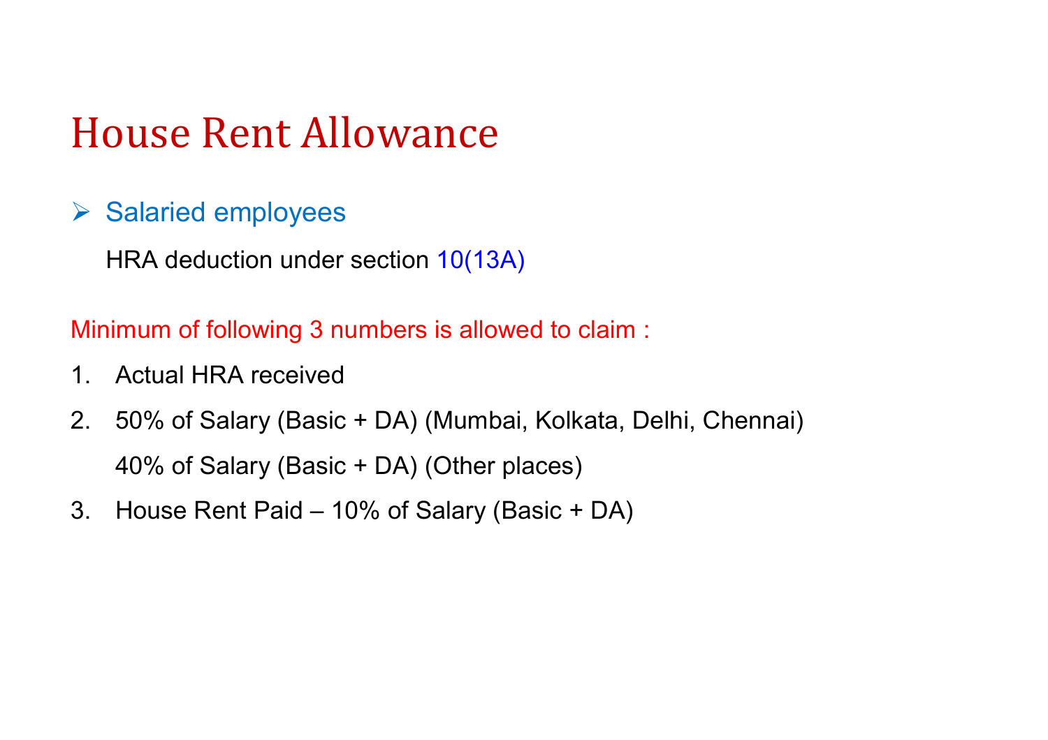# House Rent Allowance

- Salaried employees

  HRA deduction under section 10(13A)

Minimum of following 3 numbers is allowed to claim :

1. Actual HRA received
2. 50% of Salary (Basic + DA) (Mumbai, Kolkata, Delhi, Chennai)

   40% of Salary (Basic + DA) (Other places)
3. House Rent Paid – 10% of Salary (Basic + DA)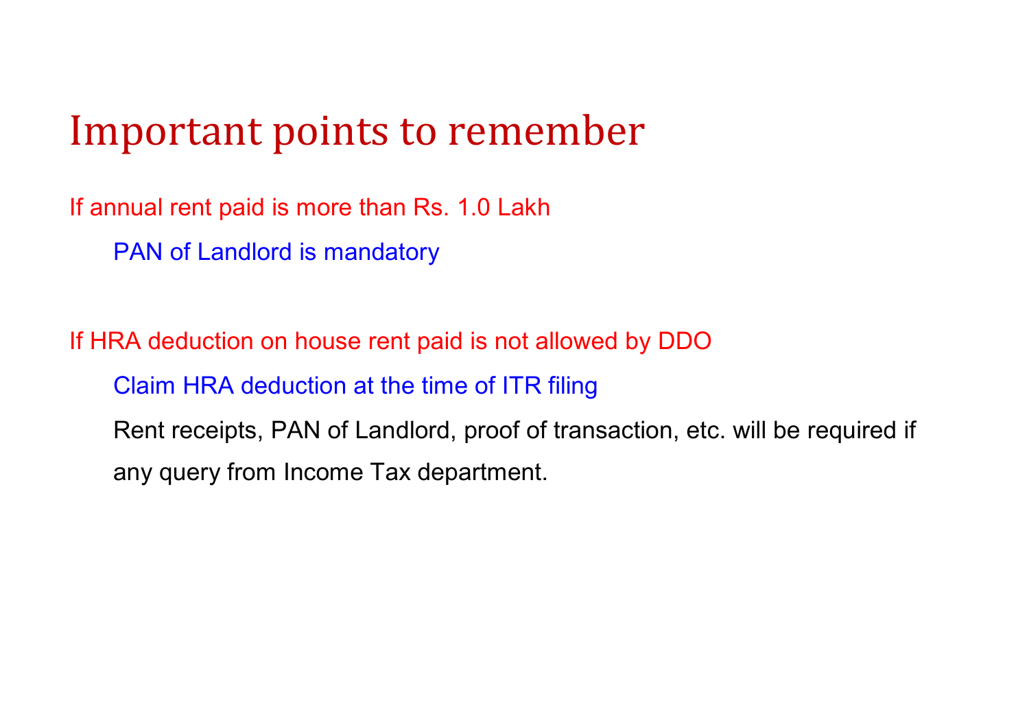# Important points to remember

If annual rent paid is more than Rs. 1.0 Lakh

- PAN of Landlord is mandatory

If HRA deduction on house rent paid is not allowed by DDO

- Claim HRA deduction at the time of ITR filing
- Rent receipts, PAN of Landlord, proof of transaction, etc. will be required if any query from Income Tax department.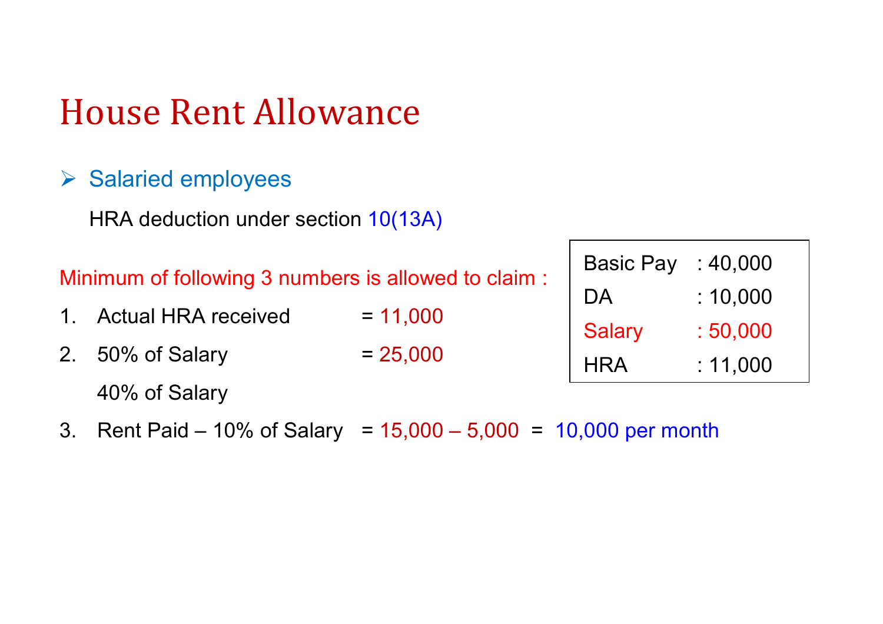# House Rent Allowance

- Salaried employees

  HRA deduction under section 10(13A)

| | |
|---|---|
| Basic Pay | : 40,000 |
| DA | : 10,000 |
| Salary | : 50,000 |
| HRA | : 11,000 |

Minimum of following 3 numbers is allowed to claim :

1. Actual HRA received = 11,000
2. 50% of Salary = 25,000

   40% of Salary
3. Rent Paid – 10% of Salary = 15,000 – 5,000 = 10,000 per month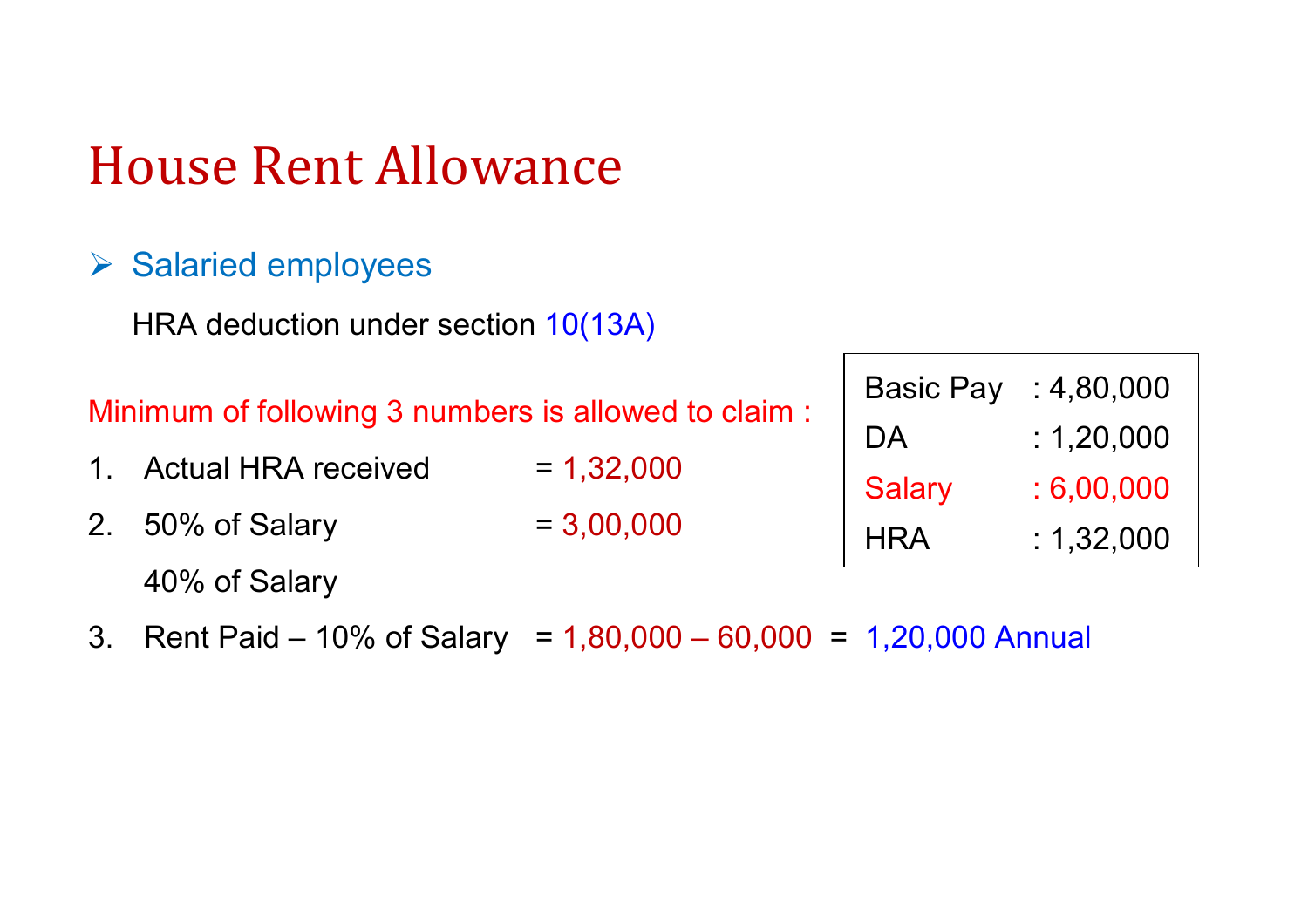# House Rent Allowance

- Salaried employees

  HRA deduction under section 10(13A)

| | |
|---|---|
| Basic Pay | : 4,80,000 |
| DA | : 1,20,000 |
| Salary | : 6,00,000 |
| HRA | : 1,32,000 |

Minimum of following 3 numbers is allowed to claim :

1. Actual HRA received = 1,32,000
2. 50% of Salary = 3,00,000

   40% of Salary
3. Rent Paid – 10% of Salary = 1,80,000 – 60,000 = 1,20,000 Annual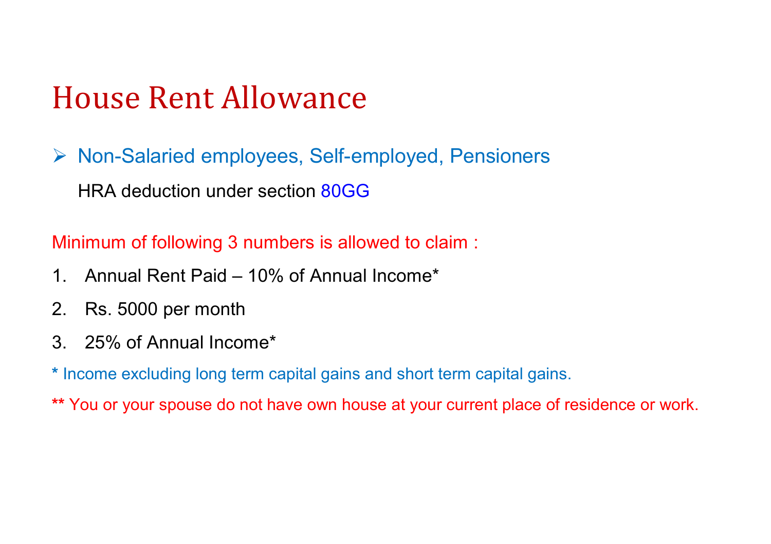# House Rent Allowance

- Non-Salaried employees, Self-employed, Pensioners

  HRA deduction under section 80GG

Minimum of following 3 numbers is allowed to claim :

1. Annual Rent Paid – 10% of Annual Income*
2. Rs. 5000 per month
3. 25% of Annual Income*

* Income excluding long term capital gains and short term capital gains.

** You or your spouse do not have own house at your current place of residence or work.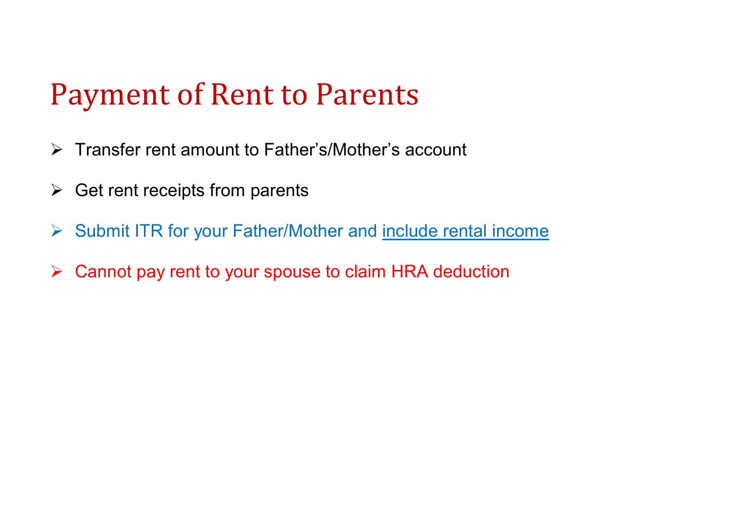# Payment of Rent to Parents

- Transfer rent amount to Father's/Mother's account
- Get rent receipts from parents
- Submit ITR for your Father/Mother and include rental income
- Cannot pay rent to your spouse to claim HRA deduction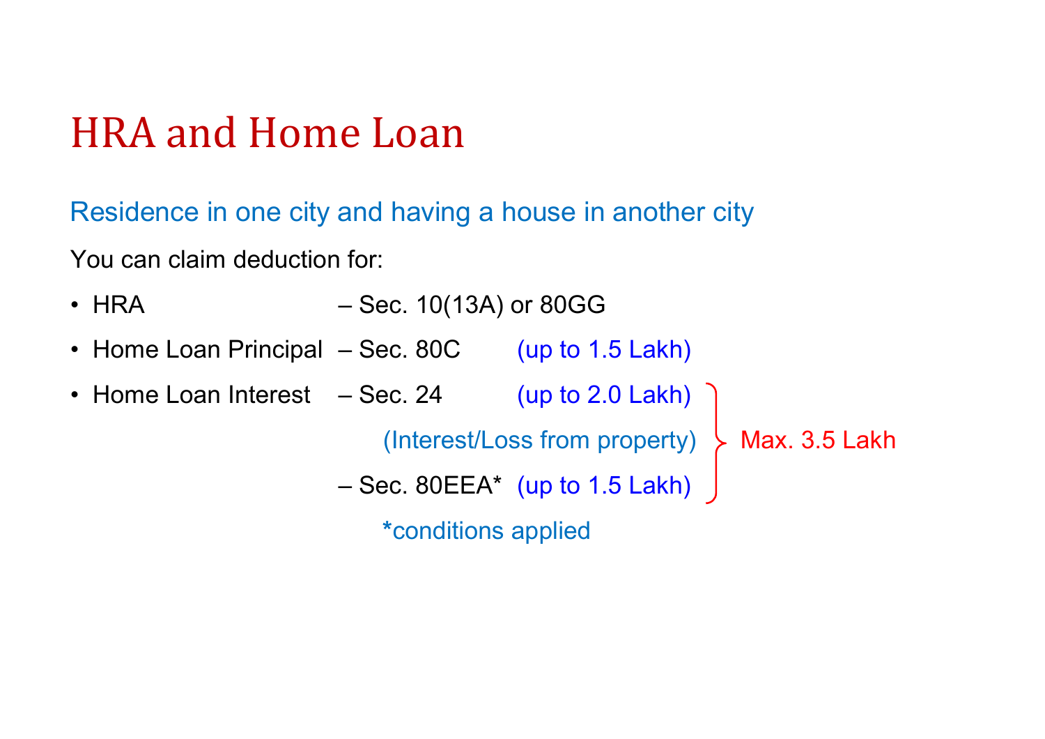# HRA and Home Loan

Residence in one city and having a house in another city

You can claim deduction for:

- HRA – Sec. 10(13A) or 80GG
- Home Loan Principal – Sec. 80C (up to 1.5 Lakh)
- Home Loan Interest – Sec. 24 (up to 2.0 Lakh)

  (Interest/Loss from property)

  – Sec. 80EEA* (up to 1.5 Lakh)

  *conditions applied

Max. 3.5 Lakh